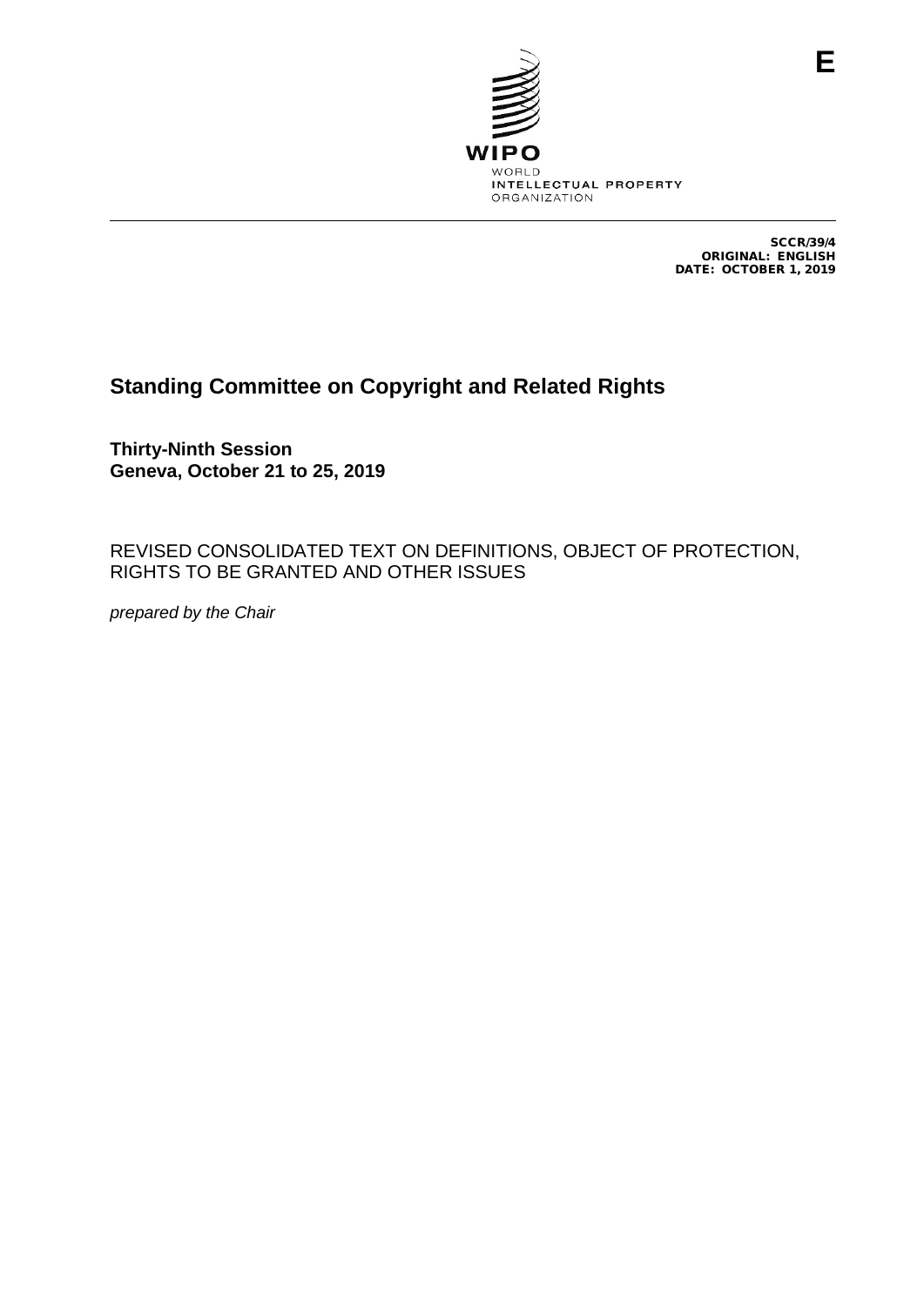E

WIPO
WORLD
INTELLECTUAL PROPERTY
ORGANIZATION

SCCR/39/4
ORIGINAL: ENGLISH
DATE: OCTOBER 1, 2019

# Standing Committee on Copyright and Related Rights

**Thirty-Ninth Session**
**Geneva, October 21 to 25, 2019**

REVISED CONSOLIDATED TEXT ON DEFINITIONS, OBJECT OF PROTECTION, RIGHTS TO BE GRANTED AND OTHER ISSUES

*prepared by the Chair*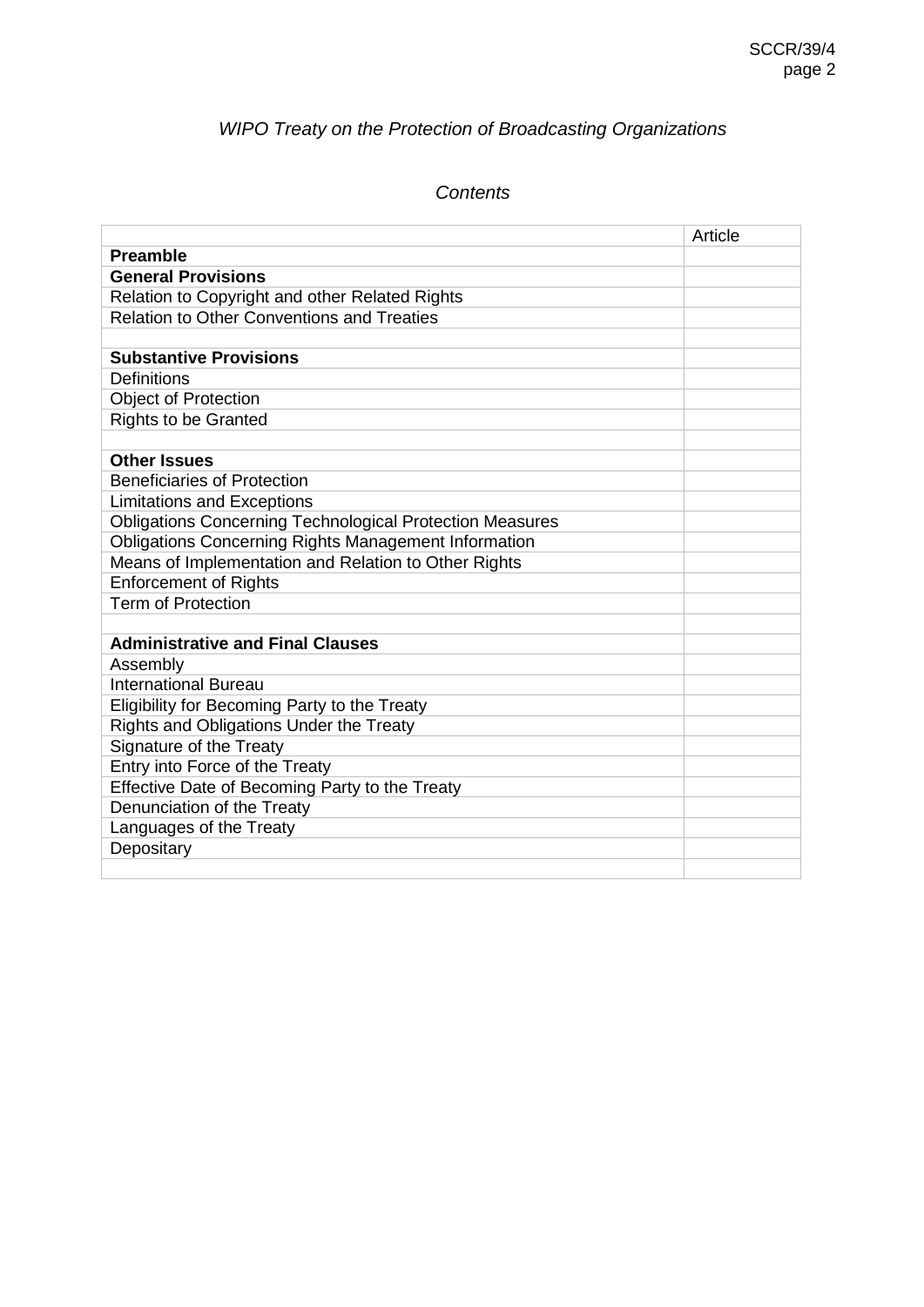*WIPO Treaty on the Protection of Broadcasting Organizations*

*Contents*

| | Article |
|---|---|
| **Preamble** | |
| **General Provisions** | |
| Relation to Copyright and other Related Rights | |
| Relation to Other Conventions and Treaties | |
| | |
| **Substantive Provisions** | |
| Definitions | |
| Object of Protection | |
| Rights to be Granted | |
| | |
| **Other Issues** | |
| Beneficiaries of Protection | |
| Limitations and Exceptions | |
| Obligations Concerning Technological Protection Measures | |
| Obligations Concerning Rights Management Information | |
| Means of Implementation and Relation to Other Rights | |
| Enforcement of Rights | |
| Term of Protection | |
| | |
| **Administrative and Final Clauses** | |
| Assembly | |
| International Bureau | |
| Eligibility for Becoming Party to the Treaty | |
| Rights and Obligations Under the Treaty | |
| Signature of the Treaty | |
| Entry into Force of the Treaty | |
| Effective Date of Becoming Party to the Treaty | |
| Denunciation of the Treaty | |
| Languages of the Treaty | |
| Depositary | |
| | |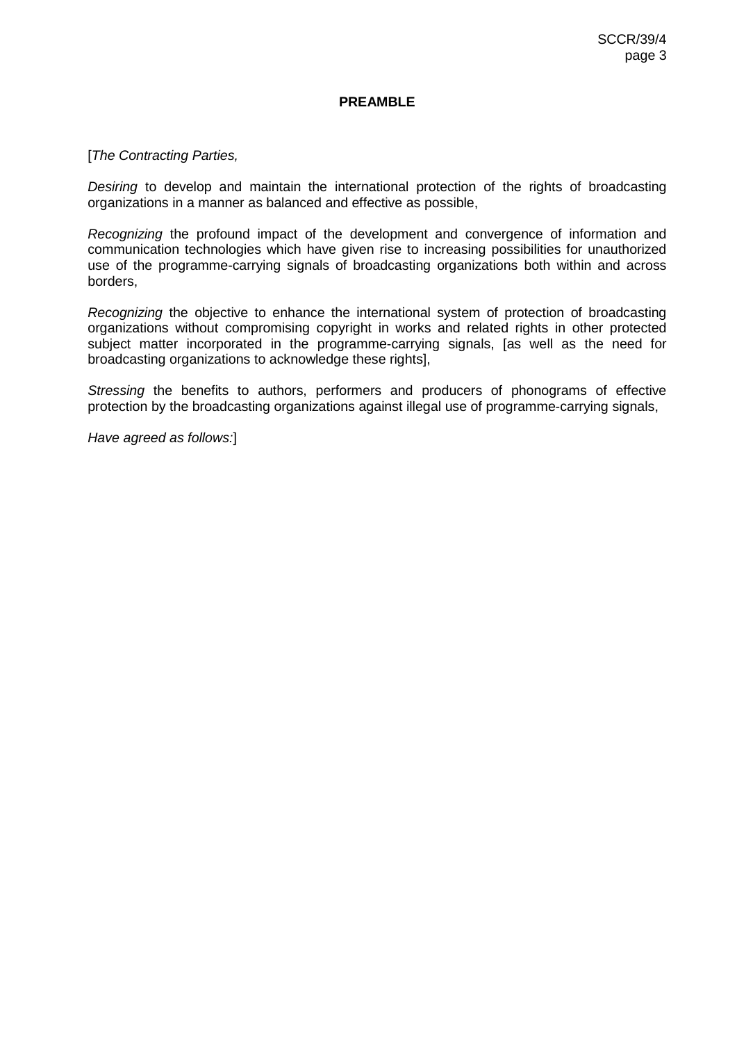# PREAMBLE

[*The Contracting Parties,*

*Desiring* to develop and maintain the international protection of the rights of broadcasting organizations in a manner as balanced and effective as possible,

*Recognizing* the profound impact of the development and convergence of information and communication technologies which have given rise to increasing possibilities for unauthorized use of the programme-carrying signals of broadcasting organizations both within and across borders,

*Recognizing* the objective to enhance the international system of protection of broadcasting organizations without compromising copyright in works and related rights in other protected subject matter incorporated in the programme-carrying signals, [as well as the need for broadcasting organizations to acknowledge these rights],

*Stressing* the benefits to authors, performers and producers of phonograms of effective protection by the broadcasting organizations against illegal use of programme-carrying signals,

*Have agreed as follows:*]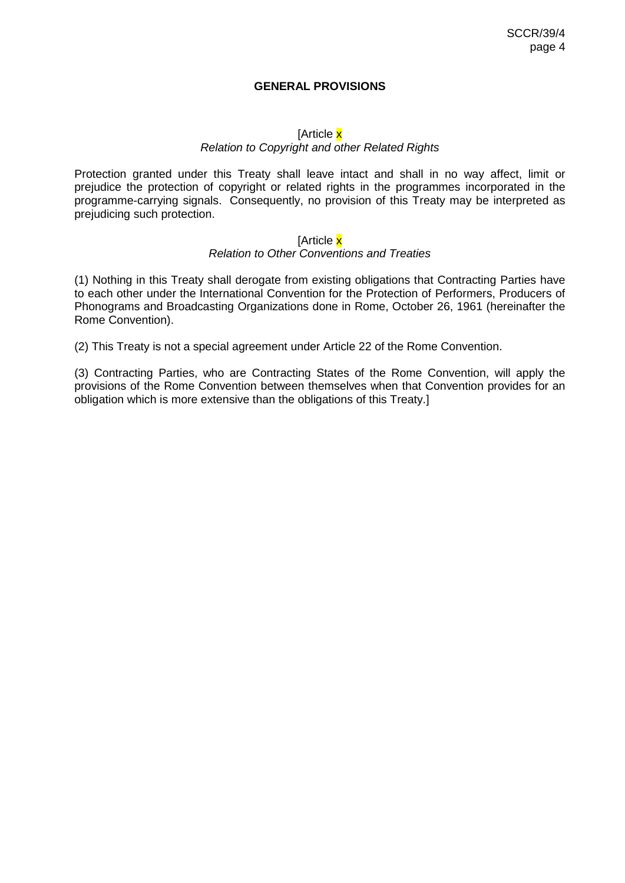## GENERAL PROVISIONS

[Article x
*Relation to Copyright and other Related Rights*

Protection granted under this Treaty shall leave intact and shall in no way affect, limit or prejudice the protection of copyright or related rights in the programmes incorporated in the programme-carrying signals. Consequently, no provision of this Treaty may be interpreted as prejudicing such protection.

[Article x
*Relation to Other Conventions and Treaties*

(1) Nothing in this Treaty shall derogate from existing obligations that Contracting Parties have to each other under the International Convention for the Protection of Performers, Producers of Phonograms and Broadcasting Organizations done in Rome, October 26, 1961 (hereinafter the Rome Convention).

(2) This Treaty is not a special agreement under Article 22 of the Rome Convention.

(3) Contracting Parties, who are Contracting States of the Rome Convention, will apply the provisions of the Rome Convention between themselves when that Convention provides for an obligation which is more extensive than the obligations of this Treaty.]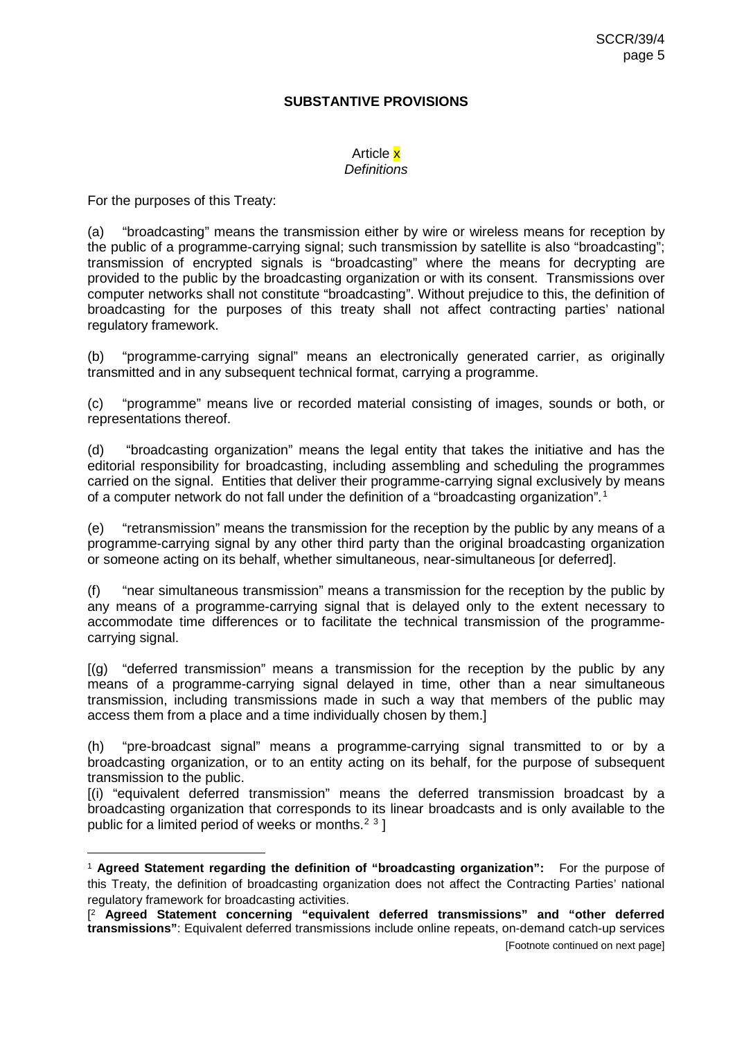## SUBSTANTIVE PROVISIONS

### Article x
*Definitions*

For the purposes of this Treaty:

(a) "broadcasting" means the transmission either by wire or wireless means for reception by the public of a programme-carrying signal; such transmission by satellite is also "broadcasting"; transmission of encrypted signals is "broadcasting" where the means for decrypting are provided to the public by the broadcasting organization or with its consent. Transmissions over computer networks shall not constitute "broadcasting". Without prejudice to this, the definition of broadcasting for the purposes of this treaty shall not affect contracting parties' national regulatory framework.

(b) "programme-carrying signal" means an electronically generated carrier, as originally transmitted and in any subsequent technical format, carrying a programme.

(c) "programme" means live or recorded material consisting of images, sounds or both, or representations thereof.

(d) "broadcasting organization" means the legal entity that takes the initiative and has the editorial responsibility for broadcasting, including assembling and scheduling the programmes carried on the signal. Entities that deliver their programme-carrying signal exclusively by means of a computer network do not fall under the definition of a "broadcasting organization".[1]

(e) "retransmission" means the transmission for the reception by the public by any means of a programme-carrying signal by any other third party than the original broadcasting organization or someone acting on its behalf, whether simultaneous, near-simultaneous [or deferred].

(f) "near simultaneous transmission" means a transmission for the reception by the public by any means of a programme-carrying signal that is delayed only to the extent necessary to accommodate time differences or to facilitate the technical transmission of the programme-carrying signal.

[(g) "deferred transmission" means a transmission for the reception by the public by any means of a programme-carrying signal delayed in time, other than a near simultaneous transmission, including transmissions made in such a way that members of the public may access them from a place and a time individually chosen by them.]

(h) "pre-broadcast signal" means a programme-carrying signal transmitted to or by a broadcasting organization, or to an entity acting on its behalf, for the purpose of subsequent transmission to the public.

[(i) "equivalent deferred transmission" means the deferred transmission broadcast by a broadcasting organization that corresponds to its linear broadcasts and is only available to the public for a limited period of weeks or months.[2] [3] ]

---

[1] **Agreed Statement regarding the definition of "broadcasting organization":** For the purpose of this Treaty, the definition of broadcasting organization does not affect the Contracting Parties' national regulatory framework for broadcasting activities.

[[2] **Agreed Statement concerning "equivalent deferred transmissions" and "other deferred transmissions"**: Equivalent deferred transmissions include online repeats, on-demand catch-up services

[Footnote continued on next page]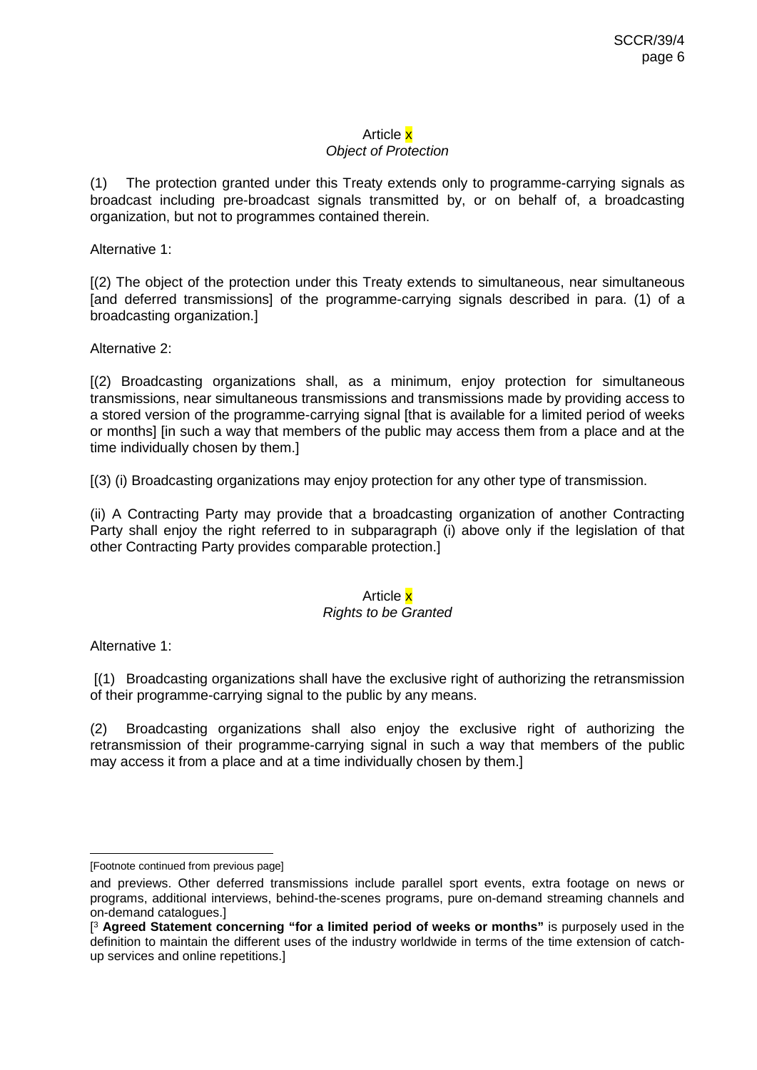### Article x
*Object of Protection*

(1) The protection granted under this Treaty extends only to programme-carrying signals as broadcast including pre-broadcast signals transmitted by, or on behalf of, a broadcasting organization, but not to programmes contained therein.

Alternative 1:

[(2) The object of the protection under this Treaty extends to simultaneous, near simultaneous [and deferred transmissions] of the programme-carrying signals described in para. (1) of a broadcasting organization.]

Alternative 2:

[(2) Broadcasting organizations shall, as a minimum, enjoy protection for simultaneous transmissions, near simultaneous transmissions and transmissions made by providing access to a stored version of the programme-carrying signal [that is available for a limited period of weeks or months] [in such a way that members of the public may access them from a place and at the time individually chosen by them.]

[(3) (i) Broadcasting organizations may enjoy protection for any other type of transmission.

(ii) A Contracting Party may provide that a broadcasting organization of another Contracting Party shall enjoy the right referred to in subparagraph (i) above only if the legislation of that other Contracting Party provides comparable protection.]

### Article x
*Rights to be Granted*

Alternative 1:

[(1) Broadcasting organizations shall have the exclusive right of authorizing the retransmission of their programme-carrying signal to the public by any means.

(2) Broadcasting organizations shall also enjoy the exclusive right of authorizing the retransmission of their programme-carrying signal in such a way that members of the public may access it from a place and at a time individually chosen by them.]

---

[Footnote continued from previous page]

and previews. Other deferred transmissions include parallel sport events, extra footage on news or programs, additional interviews, behind-the-scenes programs, pure on-demand streaming channels and on-demand catalogues.]

[[3] **Agreed Statement concerning "for a limited period of weeks or months"** is purposely used in the definition to maintain the different uses of the industry worldwide in terms of the time extension of catch-up services and online repetitions.]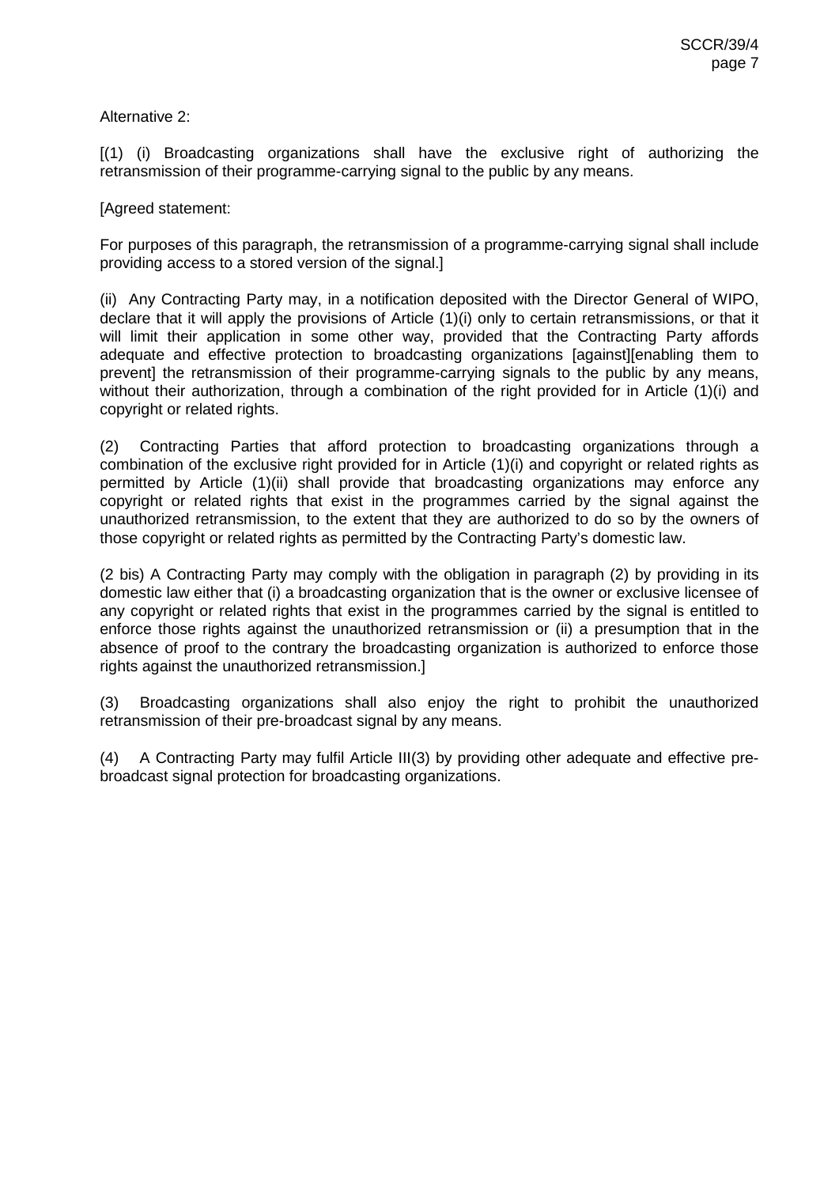Alternative 2:

[(1) (i) Broadcasting organizations shall have the exclusive right of authorizing the retransmission of their programme-carrying signal to the public by any means.

[Agreed statement:

For purposes of this paragraph, the retransmission of a programme-carrying signal shall include providing access to a stored version of the signal.]

(ii) Any Contracting Party may, in a notification deposited with the Director General of WIPO, declare that it will apply the provisions of Article (1)(i) only to certain retransmissions, or that it will limit their application in some other way, provided that the Contracting Party affords adequate and effective protection to broadcasting organizations [against][enabling them to prevent] the retransmission of their programme-carrying signals to the public by any means, without their authorization, through a combination of the right provided for in Article (1)(i) and copyright or related rights.

(2) Contracting Parties that afford protection to broadcasting organizations through a combination of the exclusive right provided for in Article (1)(i) and copyright or related rights as permitted by Article (1)(ii) shall provide that broadcasting organizations may enforce any copyright or related rights that exist in the programmes carried by the signal against the unauthorized retransmission, to the extent that they are authorized to do so by the owners of those copyright or related rights as permitted by the Contracting Party's domestic law.

(2 bis) A Contracting Party may comply with the obligation in paragraph (2) by providing in its domestic law either that (i) a broadcasting organization that is the owner or exclusive licensee of any copyright or related rights that exist in the programmes carried by the signal is entitled to enforce those rights against the unauthorized retransmission or (ii) a presumption that in the absence of proof to the contrary the broadcasting organization is authorized to enforce those rights against the unauthorized retransmission.]

(3) Broadcasting organizations shall also enjoy the right to prohibit the unauthorized retransmission of their pre-broadcast signal by any means.

(4) A Contracting Party may fulfil Article III(3) by providing other adequate and effective pre-broadcast signal protection for broadcasting organizations.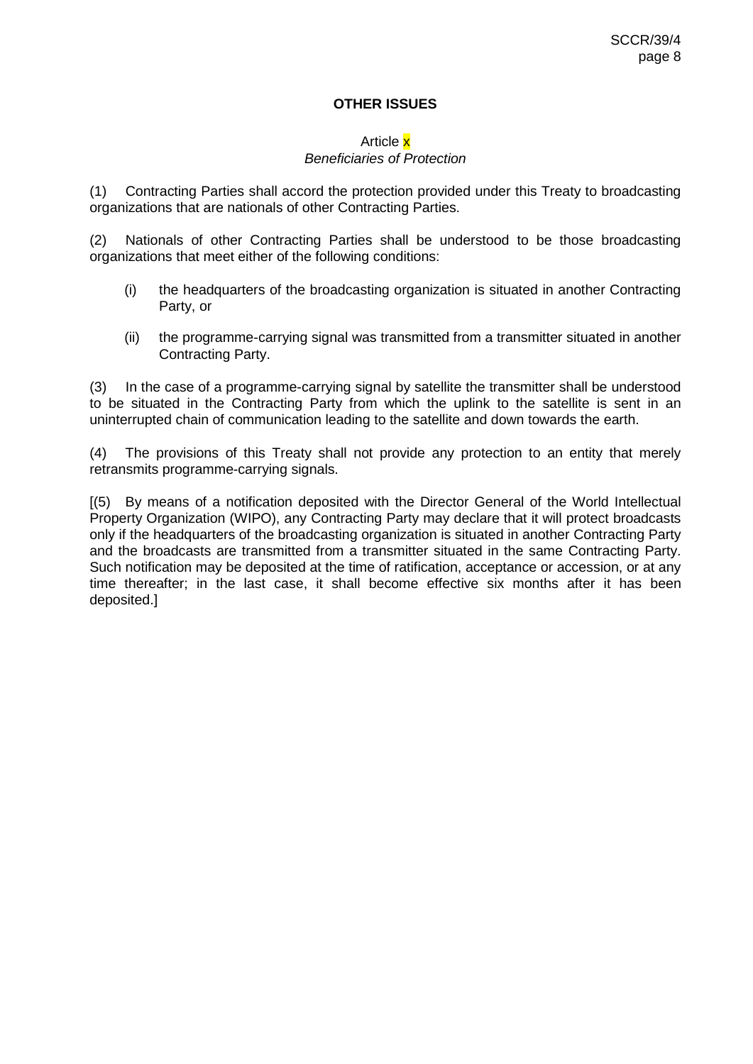## OTHER ISSUES

### Article x
*Beneficiaries of Protection*

(1) Contracting Parties shall accord the protection provided under this Treaty to broadcasting organizations that are nationals of other Contracting Parties.

(2) Nationals of other Contracting Parties shall be understood to be those broadcasting organizations that meet either of the following conditions:

- (i) the headquarters of the broadcasting organization is situated in another Contracting Party, or
- (ii) the programme-carrying signal was transmitted from a transmitter situated in another Contracting Party.

(3) In the case of a programme-carrying signal by satellite the transmitter shall be understood to be situated in the Contracting Party from which the uplink to the satellite is sent in an uninterrupted chain of communication leading to the satellite and down towards the earth.

(4) The provisions of this Treaty shall not provide any protection to an entity that merely retransmits programme-carrying signals.

[(5) By means of a notification deposited with the Director General of the World Intellectual Property Organization (WIPO), any Contracting Party may declare that it will protect broadcasts only if the headquarters of the broadcasting organization is situated in another Contracting Party and the broadcasts are transmitted from a transmitter situated in the same Contracting Party. Such notification may be deposited at the time of ratification, acceptance or accession, or at any time thereafter; in the last case, it shall become effective six months after it has been deposited.]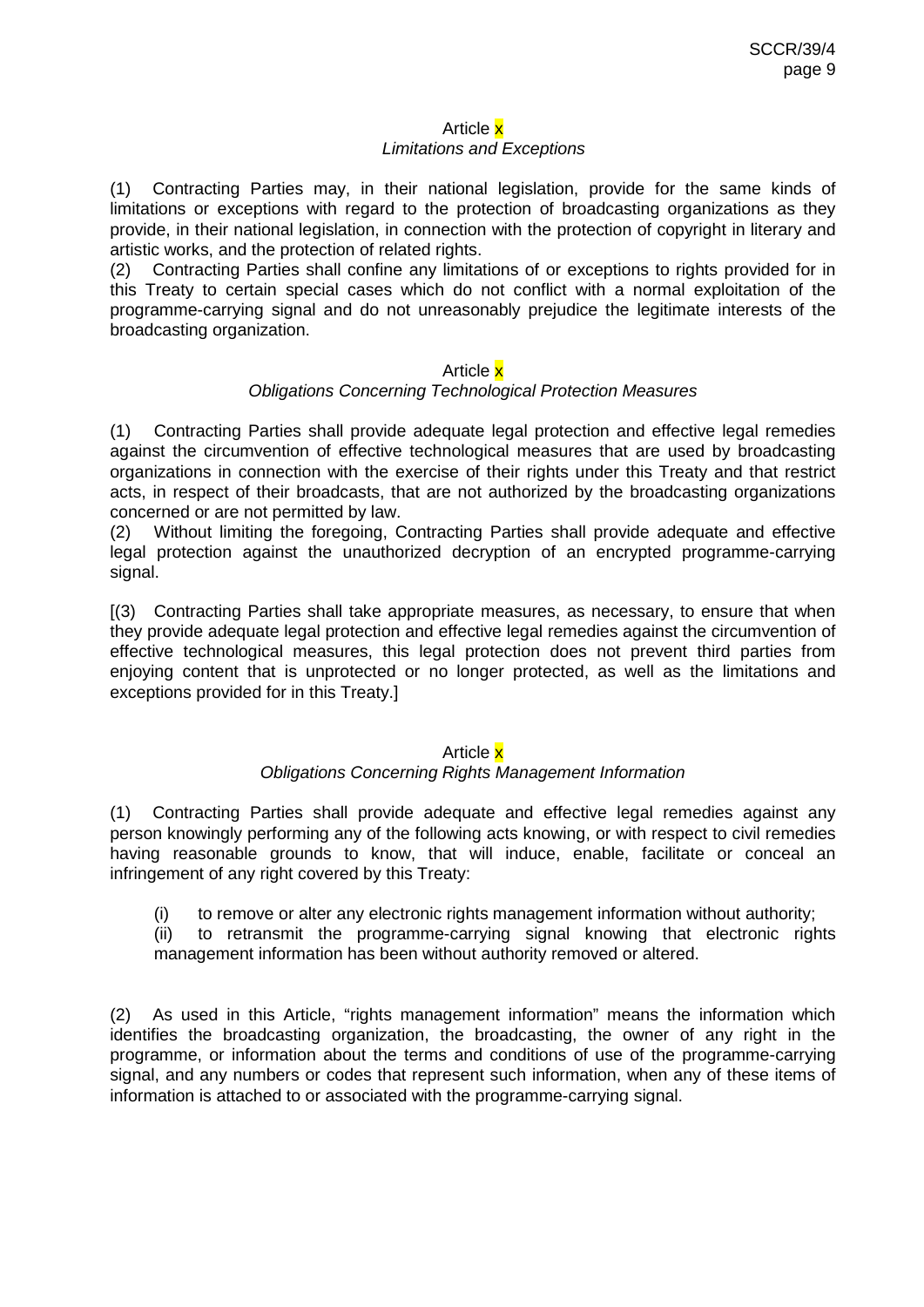### Article x

*Limitations and Exceptions*

(1) Contracting Parties may, in their national legislation, provide for the same kinds of limitations or exceptions with regard to the protection of broadcasting organizations as they provide, in their national legislation, in connection with the protection of copyright in literary and artistic works, and the protection of related rights.

(2) Contracting Parties shall confine any limitations of or exceptions to rights provided for in this Treaty to certain special cases which do not conflict with a normal exploitation of the programme-carrying signal and do not unreasonably prejudice the legitimate interests of the broadcasting organization.

### Article x

*Obligations Concerning Technological Protection Measures*

(1) Contracting Parties shall provide adequate legal protection and effective legal remedies against the circumvention of effective technological measures that are used by broadcasting organizations in connection with the exercise of their rights under this Treaty and that restrict acts, in respect of their broadcasts, that are not authorized by the broadcasting organizations concerned or are not permitted by law.

(2) Without limiting the foregoing, Contracting Parties shall provide adequate and effective legal protection against the unauthorized decryption of an encrypted programme-carrying signal.

[(3) Contracting Parties shall take appropriate measures, as necessary, to ensure that when they provide adequate legal protection and effective legal remedies against the circumvention of effective technological measures, this legal protection does not prevent third parties from enjoying content that is unprotected or no longer protected, as well as the limitations and exceptions provided for in this Treaty.]

### Article x

*Obligations Concerning Rights Management Information*

(1) Contracting Parties shall provide adequate and effective legal remedies against any person knowingly performing any of the following acts knowing, or with respect to civil remedies having reasonable grounds to know, that will induce, enable, facilitate or conceal an infringement of any right covered by this Treaty:

(i) to remove or alter any electronic rights management information without authority;

(ii) to retransmit the programme-carrying signal knowing that electronic rights management information has been without authority removed or altered.

(2) As used in this Article, "rights management information" means the information which identifies the broadcasting organization, the broadcasting, the owner of any right in the programme, or information about the terms and conditions of use of the programme-carrying signal, and any numbers or codes that represent such information, when any of these items of information is attached to or associated with the programme-carrying signal.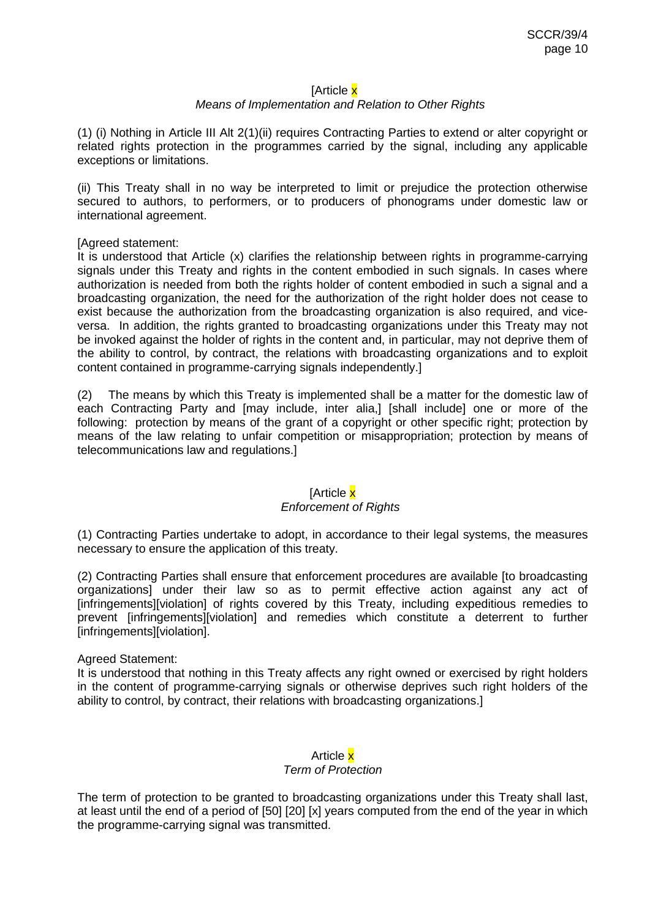[Article x

*Means of Implementation and Relation to Other Rights*

(1) (i) Nothing in Article III Alt 2(1)(ii) requires Contracting Parties to extend or alter copyright or related rights protection in the programmes carried by the signal, including any applicable exceptions or limitations.

(ii) This Treaty shall in no way be interpreted to limit or prejudice the protection otherwise secured to authors, to performers, or to producers of phonograms under domestic law or international agreement.

[Agreed statement:
It is understood that Article (x) clarifies the relationship between rights in programme-carrying signals under this Treaty and rights in the content embodied in such signals. In cases where authorization is needed from both the rights holder of content embodied in such a signal and a broadcasting organization, the need for the authorization of the right holder does not cease to exist because the authorization from the broadcasting organization is also required, and vice-versa. In addition, the rights granted to broadcasting organizations under this Treaty may not be invoked against the holder of rights in the content and, in particular, may not deprive them of the ability to control, by contract, the relations with broadcasting organizations and to exploit content contained in programme-carrying signals independently.]

(2) The means by which this Treaty is implemented shall be a matter for the domestic law of each Contracting Party and [may include, inter alia,] [shall include] one or more of the following: protection by means of the grant of a copyright or other specific right; protection by means of the law relating to unfair competition or misappropriation; protection by means of telecommunications law and regulations.]

[Article x

*Enforcement of Rights*

(1) Contracting Parties undertake to adopt, in accordance to their legal systems, the measures necessary to ensure the application of this treaty.

(2) Contracting Parties shall ensure that enforcement procedures are available [to broadcasting organizations] under their law so as to permit effective action against any act of [infringements][violation] of rights covered by this Treaty, including expeditious remedies to prevent [infringements][violation] and remedies which constitute a deterrent to further [infringements][violation].

Agreed Statement:
It is understood that nothing in this Treaty affects any right owned or exercised by right holders in the content of programme-carrying signals or otherwise deprives such right holders of the ability to control, by contract, their relations with broadcasting organizations.]

Article x

*Term of Protection*

The term of protection to be granted to broadcasting organizations under this Treaty shall last, at least until the end of a period of [50] [20] [x] years computed from the end of the year in which the programme-carrying signal was transmitted.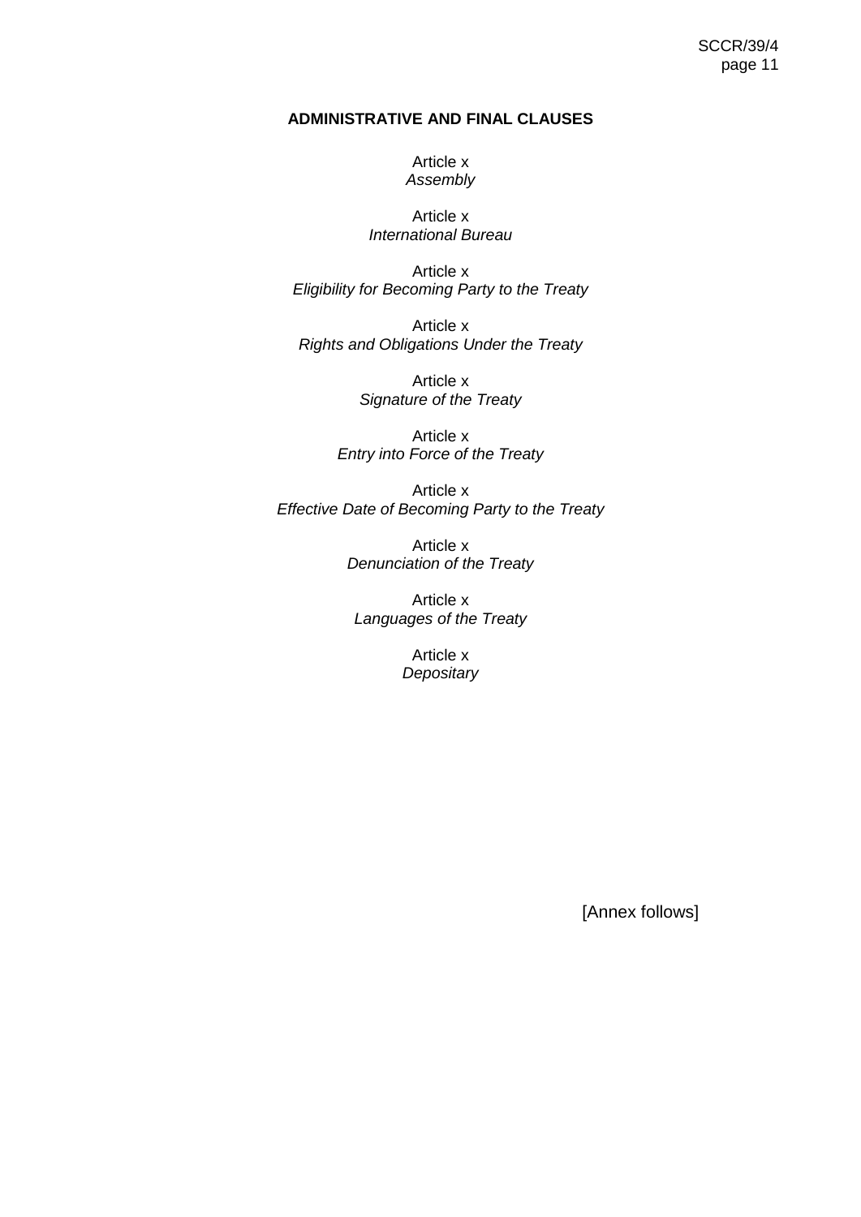## ADMINISTRATIVE AND FINAL CLAUSES

Article x
*Assembly*

Article x
*International Bureau*

Article x
*Eligibility for Becoming Party to the Treaty*

Article x
*Rights and Obligations Under the Treaty*

Article x
*Signature of the Treaty*

Article x
*Entry into Force of the Treaty*

Article x
*Effective Date of Becoming Party to the Treaty*

Article x
*Denunciation of the Treaty*

Article x
*Languages of the Treaty*

Article x
*Depositary*

[Annex follows]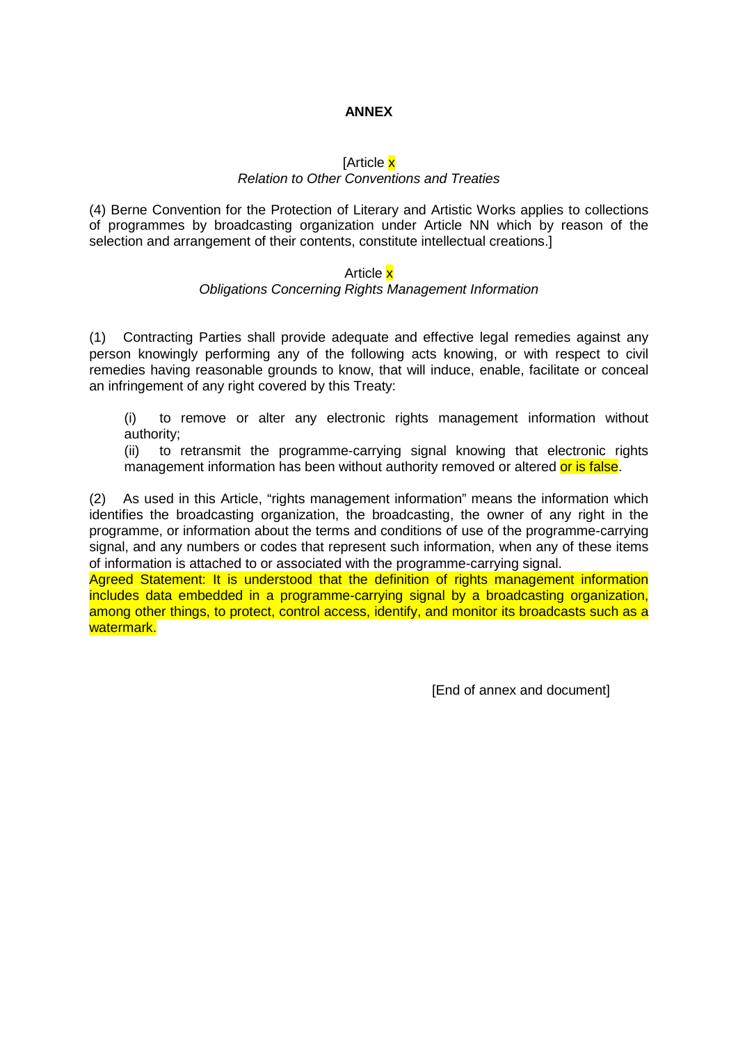**ANNEX**

[Article x
*Relation to Other Conventions and Treaties*

(4) Berne Convention for the Protection of Literary and Artistic Works applies to collections of programmes by broadcasting organization under Article NN which by reason of the selection and arrangement of their contents, constitute intellectual creations.]

Article x
*Obligations Concerning Rights Management Information*

(1) Contracting Parties shall provide adequate and effective legal remedies against any person knowingly performing any of the following acts knowing, or with respect to civil remedies having reasonable grounds to know, that will induce, enable, facilitate or conceal an infringement of any right covered by this Treaty:

(i) to remove or alter any electronic rights management information without authority;
(ii) to retransmit the programme-carrying signal knowing that electronic rights management information has been without authority removed or altered or is false.

(2) As used in this Article, "rights management information" means the information which identifies the broadcasting organization, the broadcasting, the owner of any right in the programme, or information about the terms and conditions of use of the programme-carrying signal, and any numbers or codes that represent such information, when any of these items of information is attached to or associated with the programme-carrying signal.
Agreed Statement: It is understood that the definition of rights management information includes data embedded in a programme-carrying signal by a broadcasting organization, among other things, to protect, control access, identify, and monitor its broadcasts such as a watermark.

[End of annex and document]